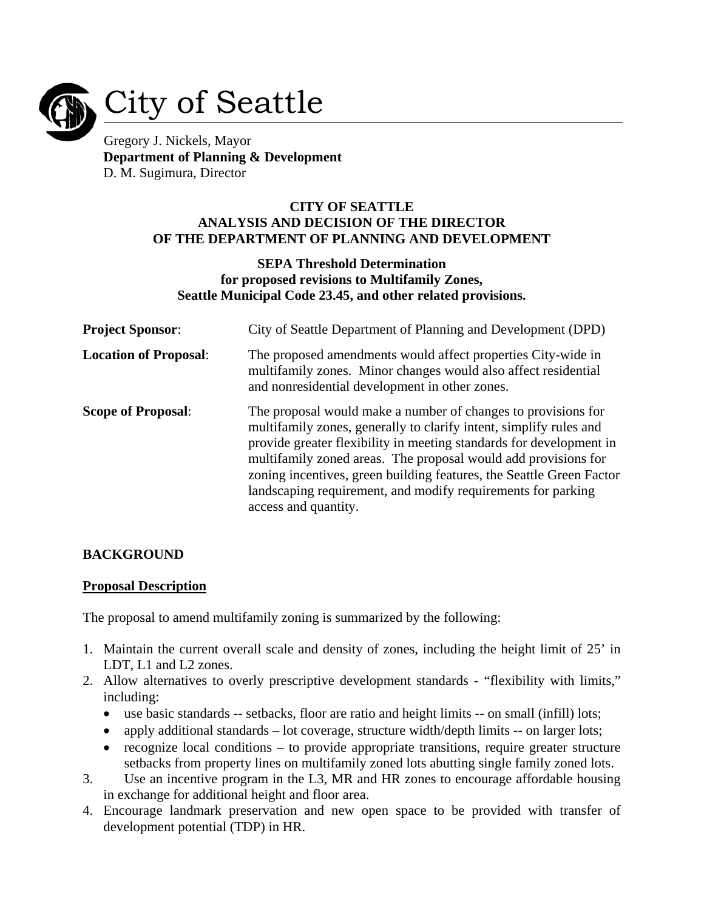# City of Seattle

Gregory J. Nickels, Mayor
**Department of Planning & Development**
D. M. Sugimura, Director

**CITY OF SEATTLE**
**ANALYSIS AND DECISION OF THE DIRECTOR**
**OF THE DEPARTMENT OF PLANNING AND DEVELOPMENT**

**SEPA Threshold Determination**
**for proposed revisions to Multifamily Zones,**
**Seattle Municipal Code 23.45, and other related provisions.**

**Project Sponsor**: City of Seattle Department of Planning and Development (DPD)

**Location of Proposal**: The proposed amendments would affect properties City-wide in multifamily zones. Minor changes would also affect residential and nonresidential development in other zones.

**Scope of Proposal**: The proposal would make a number of changes to provisions for multifamily zones, generally to clarify intent, simplify rules and provide greater flexibility in meeting standards for development in multifamily zoned areas. The proposal would add provisions for zoning incentives, green building features, the Seattle Green Factor landscaping requirement, and modify requirements for parking access and quantity.

## BACKGROUND

### Proposal Description

The proposal to amend multifamily zoning is summarized by the following:

1. Maintain the current overall scale and density of zones, including the height limit of 25' in LDT, L1 and L2 zones.
2. Allow alternatives to overly prescriptive development standards - "flexibility with limits," including:
   - use basic standards -- setbacks, floor are ratio and height limits -- on small (infill) lots;
   - apply additional standards – lot coverage, structure width/depth limits -- on larger lots;
   - recognize local conditions – to provide appropriate transitions, require greater structure setbacks from property lines on multifamily zoned lots abutting single family zoned lots.
3. Use an incentive program in the L3, MR and HR zones to encourage affordable housing in exchange for additional height and floor area.
4. Encourage landmark preservation and new open space to be provided with transfer of development potential (TDP) in HR.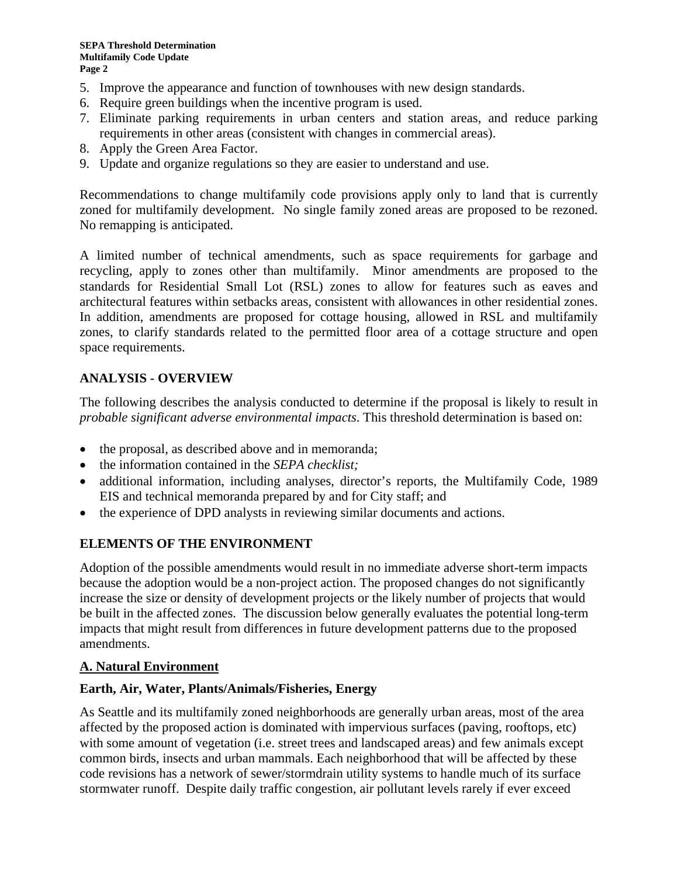5. Improve the appearance and function of townhouses with new design standards.
6. Require green buildings when the incentive program is used.
7. Eliminate parking requirements in urban centers and station areas, and reduce parking requirements in other areas (consistent with changes in commercial areas).
8. Apply the Green Area Factor.
9. Update and organize regulations so they are easier to understand and use.

Recommendations to change multifamily code provisions apply only to land that is currently zoned for multifamily development. No single family zoned areas are proposed to be rezoned. No remapping is anticipated.

A limited number of technical amendments, such as space requirements for garbage and recycling, apply to zones other than multifamily. Minor amendments are proposed to the standards for Residential Small Lot (RSL) zones to allow for features such as eaves and architectural features within setbacks areas, consistent with allowances in other residential zones. In addition, amendments are proposed for cottage housing, allowed in RSL and multifamily zones, to clarify standards related to the permitted floor area of a cottage structure and open space requirements.

## ANALYSIS - OVERVIEW

The following describes the analysis conducted to determine if the proposal is likely to result in *probable significant adverse environmental impacts*. This threshold determination is based on:

- the proposal, as described above and in memoranda;
- the information contained in the *SEPA checklist;*
- additional information, including analyses, director's reports, the Multifamily Code, 1989 EIS and technical memoranda prepared by and for City staff; and
- the experience of DPD analysts in reviewing similar documents and actions.

## ELEMENTS OF THE ENVIRONMENT

Adoption of the possible amendments would result in no immediate adverse short-term impacts because the adoption would be a non-project action. The proposed changes do not significantly increase the size or density of development projects or the likely number of projects that would be built in the affected zones. The discussion below generally evaluates the potential long-term impacts that might result from differences in future development patterns due to the proposed amendments.

### A. Natural Environment

### Earth, Air, Water, Plants/Animals/Fisheries, Energy

As Seattle and its multifamily zoned neighborhoods are generally urban areas, most of the area affected by the proposed action is dominated with impervious surfaces (paving, rooftops, etc) with some amount of vegetation (i.e. street trees and landscaped areas) and few animals except common birds, insects and urban mammals. Each neighborhood that will be affected by these code revisions has a network of sewer/stormdrain utility systems to handle much of its surface stormwater runoff. Despite daily traffic congestion, air pollutant levels rarely if ever exceed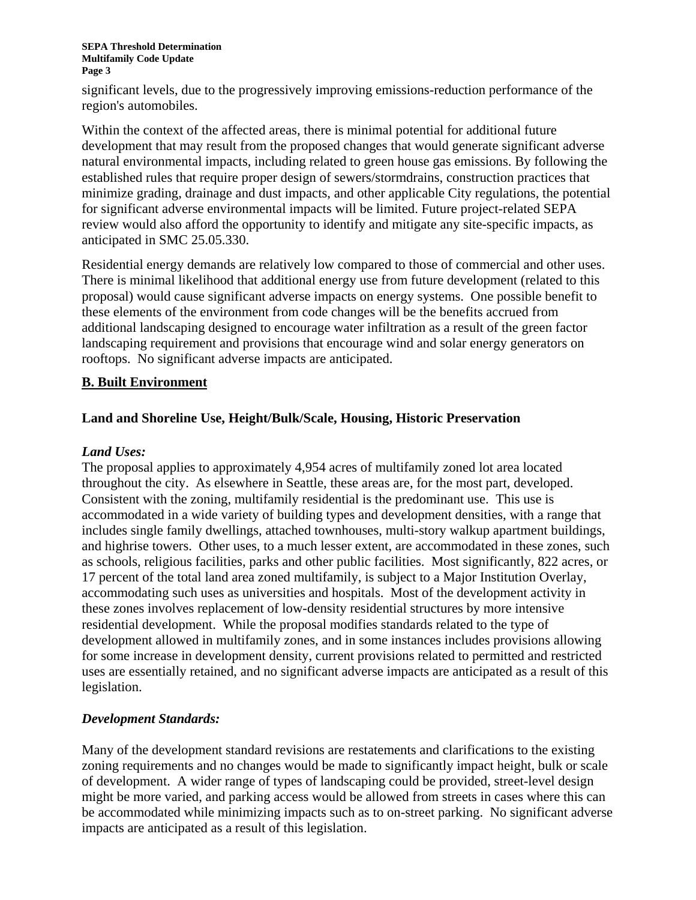significant levels, due to the progressively improving emissions-reduction performance of the region's automobiles.

Within the context of the affected areas, there is minimal potential for additional future development that may result from the proposed changes that would generate significant adverse natural environmental impacts, including related to green house gas emissions. By following the established rules that require proper design of sewers/stormdrains, construction practices that minimize grading, drainage and dust impacts, and other applicable City regulations, the potential for significant adverse environmental impacts will be limited. Future project-related SEPA review would also afford the opportunity to identify and mitigate any site-specific impacts, as anticipated in SMC 25.05.330.

Residential energy demands are relatively low compared to those of commercial and other uses. There is minimal likelihood that additional energy use from future development (related to this proposal) would cause significant adverse impacts on energy systems. One possible benefit to these elements of the environment from code changes will be the benefits accrued from additional landscaping designed to encourage water infiltration as a result of the green factor landscaping requirement and provisions that encourage wind and solar energy generators on rooftops. No significant adverse impacts are anticipated.

## B. Built Environment

### Land and Shoreline Use, Height/Bulk/Scale, Housing, Historic Preservation

#### *Land Uses:*

The proposal applies to approximately 4,954 acres of multifamily zoned lot area located throughout the city. As elsewhere in Seattle, these areas are, for the most part, developed. Consistent with the zoning, multifamily residential is the predominant use. This use is accommodated in a wide variety of building types and development densities, with a range that includes single family dwellings, attached townhouses, multi-story walkup apartment buildings, and highrise towers. Other uses, to a much lesser extent, are accommodated in these zones, such as schools, religious facilities, parks and other public facilities. Most significantly, 822 acres, or 17 percent of the total land area zoned multifamily, is subject to a Major Institution Overlay, accommodating such uses as universities and hospitals. Most of the development activity in these zones involves replacement of low-density residential structures by more intensive residential development. While the proposal modifies standards related to the type of development allowed in multifamily zones, and in some instances includes provisions allowing for some increase in development density, current provisions related to permitted and restricted uses are essentially retained, and no significant adverse impacts are anticipated as a result of this legislation.

#### *Development Standards:*

Many of the development standard revisions are restatements and clarifications to the existing zoning requirements and no changes would be made to significantly impact height, bulk or scale of development. A wider range of types of landscaping could be provided, street-level design might be more varied, and parking access would be allowed from streets in cases where this can be accommodated while minimizing impacts such as to on-street parking. No significant adverse impacts are anticipated as a result of this legislation.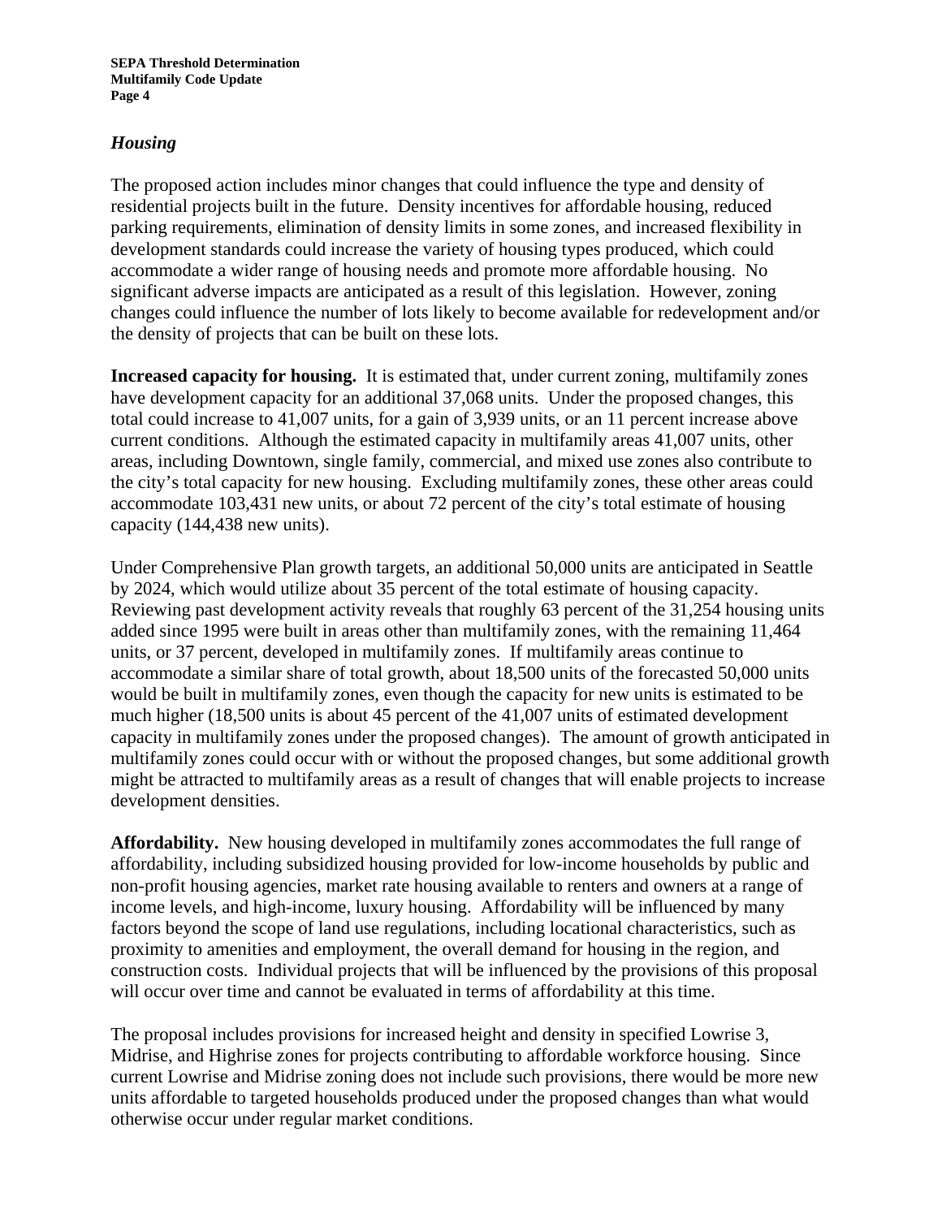## *Housing*

The proposed action includes minor changes that could influence the type and density of residential projects built in the future. Density incentives for affordable housing, reduced parking requirements, elimination of density limits in some zones, and increased flexibility in development standards could increase the variety of housing types produced, which could accommodate a wider range of housing needs and promote more affordable housing. No significant adverse impacts are anticipated as a result of this legislation. However, zoning changes could influence the number of lots likely to become available for redevelopment and/or the density of projects that can be built on these lots.

**Increased capacity for housing.** It is estimated that, under current zoning, multifamily zones have development capacity for an additional 37,068 units. Under the proposed changes, this total could increase to 41,007 units, for a gain of 3,939 units, or an 11 percent increase above current conditions. Although the estimated capacity in multifamily areas 41,007 units, other areas, including Downtown, single family, commercial, and mixed use zones also contribute to the city's total capacity for new housing. Excluding multifamily zones, these other areas could accommodate 103,431 new units, or about 72 percent of the city's total estimate of housing capacity (144,438 new units).

Under Comprehensive Plan growth targets, an additional 50,000 units are anticipated in Seattle by 2024, which would utilize about 35 percent of the total estimate of housing capacity. Reviewing past development activity reveals that roughly 63 percent of the 31,254 housing units added since 1995 were built in areas other than multifamily zones, with the remaining 11,464 units, or 37 percent, developed in multifamily zones. If multifamily areas continue to accommodate a similar share of total growth, about 18,500 units of the forecasted 50,000 units would be built in multifamily zones, even though the capacity for new units is estimated to be much higher (18,500 units is about 45 percent of the 41,007 units of estimated development capacity in multifamily zones under the proposed changes). The amount of growth anticipated in multifamily zones could occur with or without the proposed changes, but some additional growth might be attracted to multifamily areas as a result of changes that will enable projects to increase development densities.

**Affordability.** New housing developed in multifamily zones accommodates the full range of affordability, including subsidized housing provided for low-income households by public and non-profit housing agencies, market rate housing available to renters and owners at a range of income levels, and high-income, luxury housing. Affordability will be influenced by many factors beyond the scope of land use regulations, including locational characteristics, such as proximity to amenities and employment, the overall demand for housing in the region, and construction costs. Individual projects that will be influenced by the provisions of this proposal will occur over time and cannot be evaluated in terms of affordability at this time.

The proposal includes provisions for increased height and density in specified Lowrise 3, Midrise, and Highrise zones for projects contributing to affordable workforce housing. Since current Lowrise and Midrise zoning does not include such provisions, there would be more new units affordable to targeted households produced under the proposed changes than what would otherwise occur under regular market conditions.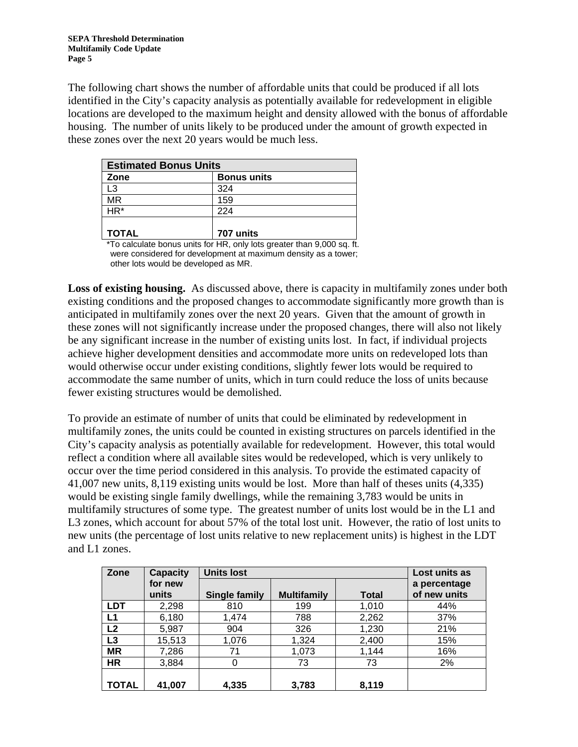The following chart shows the number of affordable units that could be produced if all lots identified in the City's capacity analysis as potentially available for redevelopment in eligible locations are developed to the maximum height and density allowed with the bonus of affordable housing. The number of units likely to be produced under the amount of growth expected in these zones over the next 20 years would be much less.

| Estimated Bonus Units | |
|---|---|
| **Zone** | **Bonus units** |
| L3 | 324 |
| MR | 159 |
| HR* | 224 |
| **TOTAL** | **707 units** |

*To calculate bonus units for HR, only lots greater than 9,000 sq. ft. were considered for development at maximum density as a tower; other lots would be developed as MR.

**Loss of existing housing.** As discussed above, there is capacity in multifamily zones under both existing conditions and the proposed changes to accommodate significantly more growth than is anticipated in multifamily zones over the next 20 years. Given that the amount of growth in these zones will not significantly increase under the proposed changes, there will also not likely be any significant increase in the number of existing units lost. In fact, if individual projects achieve higher development densities and accommodate more units on redeveloped lots than would otherwise occur under existing conditions, slightly fewer lots would be required to accommodate the same number of units, which in turn could reduce the loss of units because fewer existing structures would be demolished.

To provide an estimate of number of units that could be eliminated by redevelopment in multifamily zones, the units could be counted in existing structures on parcels identified in the City's capacity analysis as potentially available for redevelopment. However, this total would reflect a condition where all available sites would be redeveloped, which is very unlikely to occur over the time period considered in this analysis. To provide the estimated capacity of 41,007 new units, 8,119 existing units would be lost. More than half of theses units (4,335) would be existing single family dwellings, while the remaining 3,783 would be units in multifamily structures of some type. The greatest number of units lost would be in the L1 and L3 zones, which account for about 57% of the total lost unit. However, the ratio of lost units to new units (the percentage of lost units relative to new replacement units) is highest in the LDT and L1 zones.

| Zone | Capacity for new units | Units lost | | | Lost units as a percentage of new units |
|---|---|---|---|---|---|
| | | Single family | Multifamily | Total | |
| **LDT** | 2,298 | 810 | 199 | 1,010 | 44% |
| **L1** | 6,180 | 1,474 | 788 | 2,262 | 37% |
| **L2** | 5,987 | 904 | 326 | 1,230 | 21% |
| **L3** | 15,513 | 1,076 | 1,324 | 2,400 | 15% |
| **MR** | 7,286 | 71 | 1,073 | 1,144 | 16% |
| **HR** | 3,884 | 0 | 73 | 73 | 2% |
| **TOTAL** | **41,007** | **4,335** | **3,783** | **8,119** | |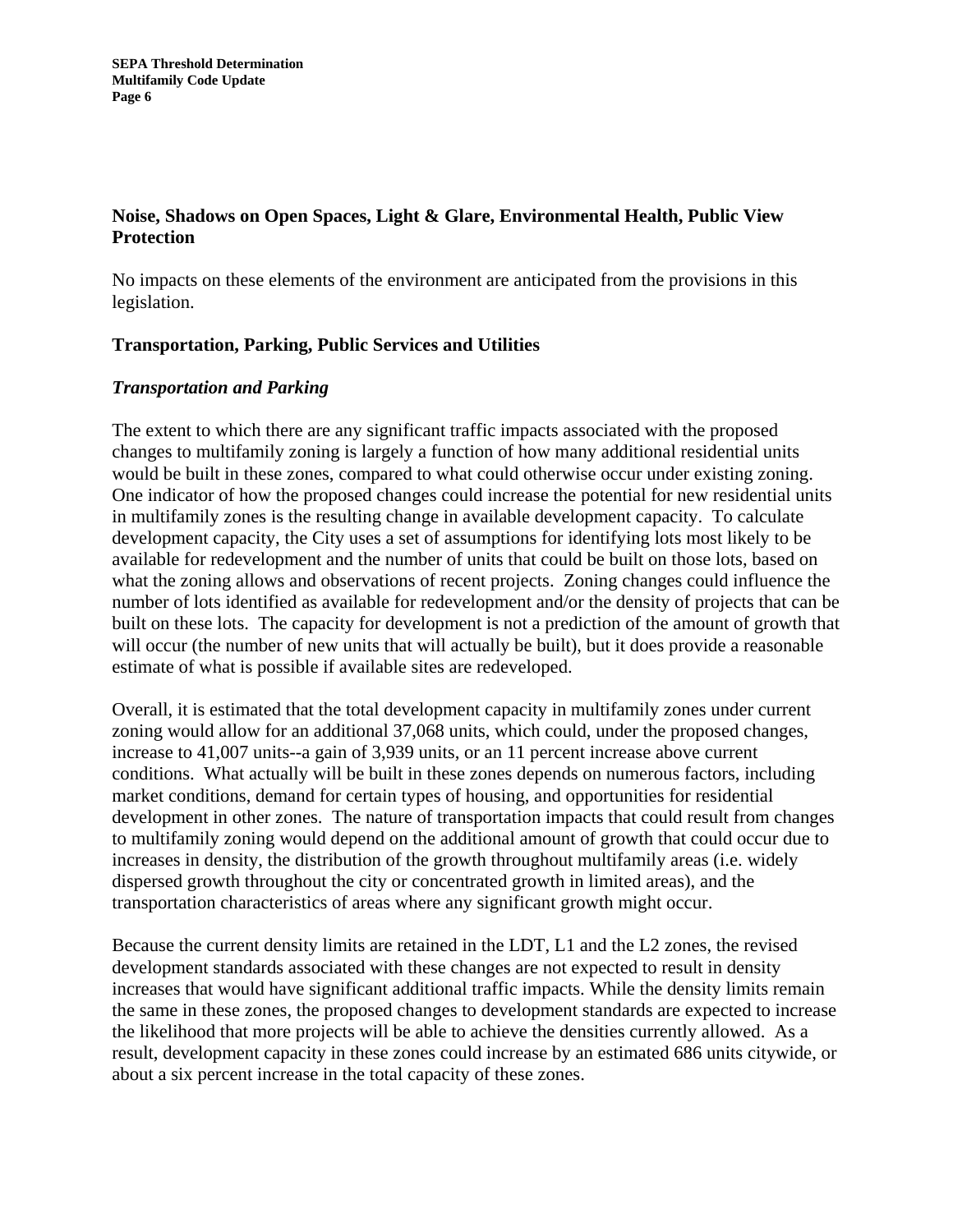## Noise, Shadows on Open Spaces, Light & Glare, Environmental Health, Public View Protection

No impacts on these elements of the environment are anticipated from the provisions in this legislation.

## Transportation, Parking, Public Services and Utilities

### *Transportation and Parking*

The extent to which there are any significant traffic impacts associated with the proposed changes to multifamily zoning is largely a function of how many additional residential units would be built in these zones, compared to what could otherwise occur under existing zoning. One indicator of how the proposed changes could increase the potential for new residential units in multifamily zones is the resulting change in available development capacity. To calculate development capacity, the City uses a set of assumptions for identifying lots most likely to be available for redevelopment and the number of units that could be built on those lots, based on what the zoning allows and observations of recent projects. Zoning changes could influence the number of lots identified as available for redevelopment and/or the density of projects that can be built on these lots. The capacity for development is not a prediction of the amount of growth that will occur (the number of new units that will actually be built), but it does provide a reasonable estimate of what is possible if available sites are redeveloped.

Overall, it is estimated that the total development capacity in multifamily zones under current zoning would allow for an additional 37,068 units, which could, under the proposed changes, increase to 41,007 units--a gain of 3,939 units, or an 11 percent increase above current conditions. What actually will be built in these zones depends on numerous factors, including market conditions, demand for certain types of housing, and opportunities for residential development in other zones. The nature of transportation impacts that could result from changes to multifamily zoning would depend on the additional amount of growth that could occur due to increases in density, the distribution of the growth throughout multifamily areas (i.e. widely dispersed growth throughout the city or concentrated growth in limited areas), and the transportation characteristics of areas where any significant growth might occur.

Because the current density limits are retained in the LDT, L1 and the L2 zones, the revised development standards associated with these changes are not expected to result in density increases that would have significant additional traffic impacts. While the density limits remain the same in these zones, the proposed changes to development standards are expected to increase the likelihood that more projects will be able to achieve the densities currently allowed. As a result, development capacity in these zones could increase by an estimated 686 units citywide, or about a six percent increase in the total capacity of these zones.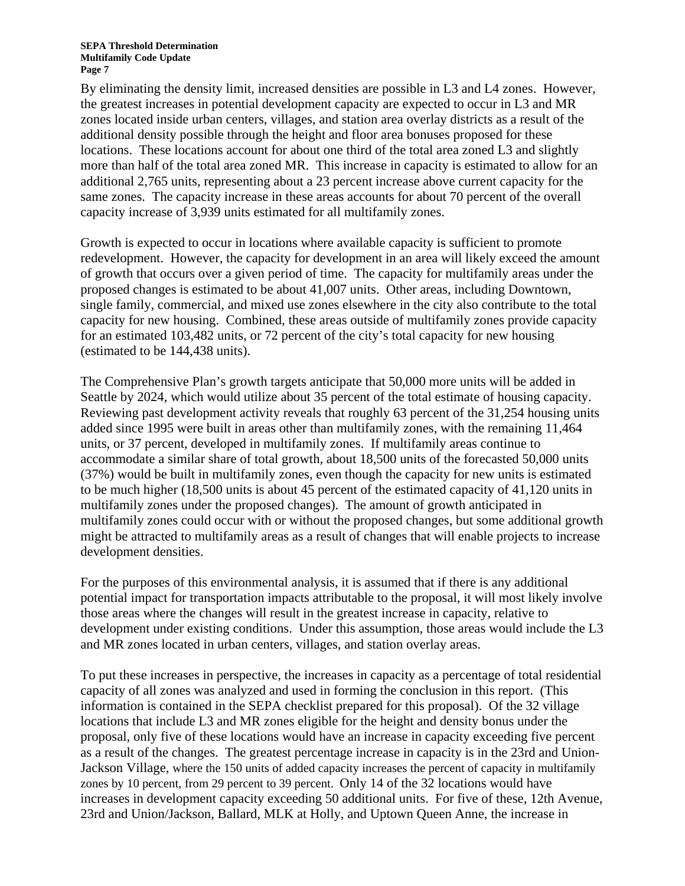By eliminating the density limit, increased densities are possible in L3 and L4 zones. However, the greatest increases in potential development capacity are expected to occur in L3 and MR zones located inside urban centers, villages, and station area overlay districts as a result of the additional density possible through the height and floor area bonuses proposed for these locations. These locations account for about one third of the total area zoned L3 and slightly more than half of the total area zoned MR. This increase in capacity is estimated to allow for an additional 2,765 units, representing about a 23 percent increase above current capacity for the same zones. The capacity increase in these areas accounts for about 70 percent of the overall capacity increase of 3,939 units estimated for all multifamily zones.

Growth is expected to occur in locations where available capacity is sufficient to promote redevelopment. However, the capacity for development in an area will likely exceed the amount of growth that occurs over a given period of time. The capacity for multifamily areas under the proposed changes is estimated to be about 41,007 units. Other areas, including Downtown, single family, commercial, and mixed use zones elsewhere in the city also contribute to the total capacity for new housing. Combined, these areas outside of multifamily zones provide capacity for an estimated 103,482 units, or 72 percent of the city's total capacity for new housing (estimated to be 144,438 units).

The Comprehensive Plan's growth targets anticipate that 50,000 more units will be added in Seattle by 2024, which would utilize about 35 percent of the total estimate of housing capacity. Reviewing past development activity reveals that roughly 63 percent of the 31,254 housing units added since 1995 were built in areas other than multifamily zones, with the remaining 11,464 units, or 37 percent, developed in multifamily zones. If multifamily areas continue to accommodate a similar share of total growth, about 18,500 units of the forecasted 50,000 units (37%) would be built in multifamily zones, even though the capacity for new units is estimated to be much higher (18,500 units is about 45 percent of the estimated capacity of 41,120 units in multifamily zones under the proposed changes). The amount of growth anticipated in multifamily zones could occur with or without the proposed changes, but some additional growth might be attracted to multifamily areas as a result of changes that will enable projects to increase development densities.

For the purposes of this environmental analysis, it is assumed that if there is any additional potential impact for transportation impacts attributable to the proposal, it will most likely involve those areas where the changes will result in the greatest increase in capacity, relative to development under existing conditions. Under this assumption, those areas would include the L3 and MR zones located in urban centers, villages, and station overlay areas.

To put these increases in perspective, the increases in capacity as a percentage of total residential capacity of all zones was analyzed and used in forming the conclusion in this report. (This information is contained in the SEPA checklist prepared for this proposal). Of the 32 village locations that include L3 and MR zones eligible for the height and density bonus under the proposal, only five of these locations would have an increase in capacity exceeding five percent as a result of the changes. The greatest percentage increase in capacity is in the 23rd and Union-Jackson Village, where the 150 units of added capacity increases the percent of capacity in multifamily zones by 10 percent, from 29 percent to 39 percent. Only 14 of the 32 locations would have increases in development capacity exceeding 50 additional units. For five of these, 12th Avenue, 23rd and Union/Jackson, Ballard, MLK at Holly, and Uptown Queen Anne, the increase in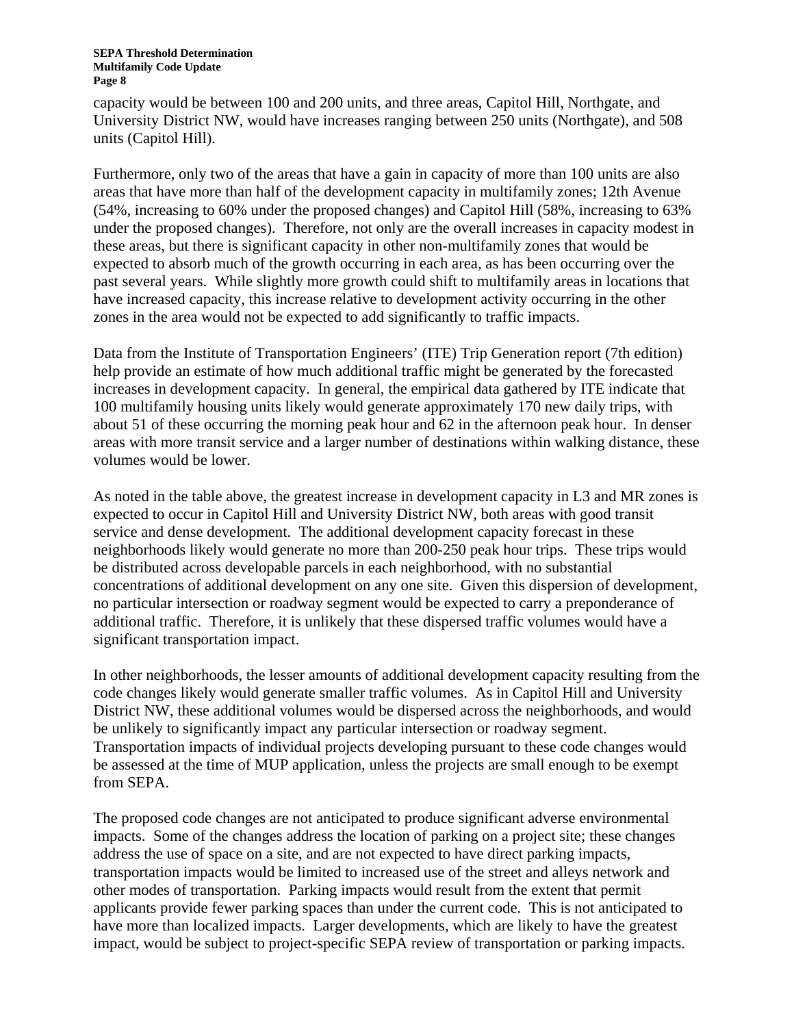capacity would be between 100 and 200 units, and three areas, Capitol Hill, Northgate, and University District NW, would have increases ranging between 250 units (Northgate), and 508 units (Capitol Hill).

Furthermore, only two of the areas that have a gain in capacity of more than 100 units are also areas that have more than half of the development capacity in multifamily zones; 12th Avenue (54%, increasing to 60% under the proposed changes) and Capitol Hill (58%, increasing to 63% under the proposed changes). Therefore, not only are the overall increases in capacity modest in these areas, but there is significant capacity in other non-multifamily zones that would be expected to absorb much of the growth occurring in each area, as has been occurring over the past several years. While slightly more growth could shift to multifamily areas in locations that have increased capacity, this increase relative to development activity occurring in the other zones in the area would not be expected to add significantly to traffic impacts.

Data from the Institute of Transportation Engineers' (ITE) Trip Generation report (7th edition) help provide an estimate of how much additional traffic might be generated by the forecasted increases in development capacity. In general, the empirical data gathered by ITE indicate that 100 multifamily housing units likely would generate approximately 170 new daily trips, with about 51 of these occurring the morning peak hour and 62 in the afternoon peak hour. In denser areas with more transit service and a larger number of destinations within walking distance, these volumes would be lower.

As noted in the table above, the greatest increase in development capacity in L3 and MR zones is expected to occur in Capitol Hill and University District NW, both areas with good transit service and dense development. The additional development capacity forecast in these neighborhoods likely would generate no more than 200-250 peak hour trips. These trips would be distributed across developable parcels in each neighborhood, with no substantial concentrations of additional development on any one site. Given this dispersion of development, no particular intersection or roadway segment would be expected to carry a preponderance of additional traffic. Therefore, it is unlikely that these dispersed traffic volumes would have a significant transportation impact.

In other neighborhoods, the lesser amounts of additional development capacity resulting from the code changes likely would generate smaller traffic volumes. As in Capitol Hill and University District NW, these additional volumes would be dispersed across the neighborhoods, and would be unlikely to significantly impact any particular intersection or roadway segment. Transportation impacts of individual projects developing pursuant to these code changes would be assessed at the time of MUP application, unless the projects are small enough to be exempt from SEPA.

The proposed code changes are not anticipated to produce significant adverse environmental impacts. Some of the changes address the location of parking on a project site; these changes address the use of space on a site, and are not expected to have direct parking impacts, transportation impacts would be limited to increased use of the street and alleys network and other modes of transportation. Parking impacts would result from the extent that permit applicants provide fewer parking spaces than under the current code. This is not anticipated to have more than localized impacts. Larger developments, which are likely to have the greatest impact, would be subject to project-specific SEPA review of transportation or parking impacts.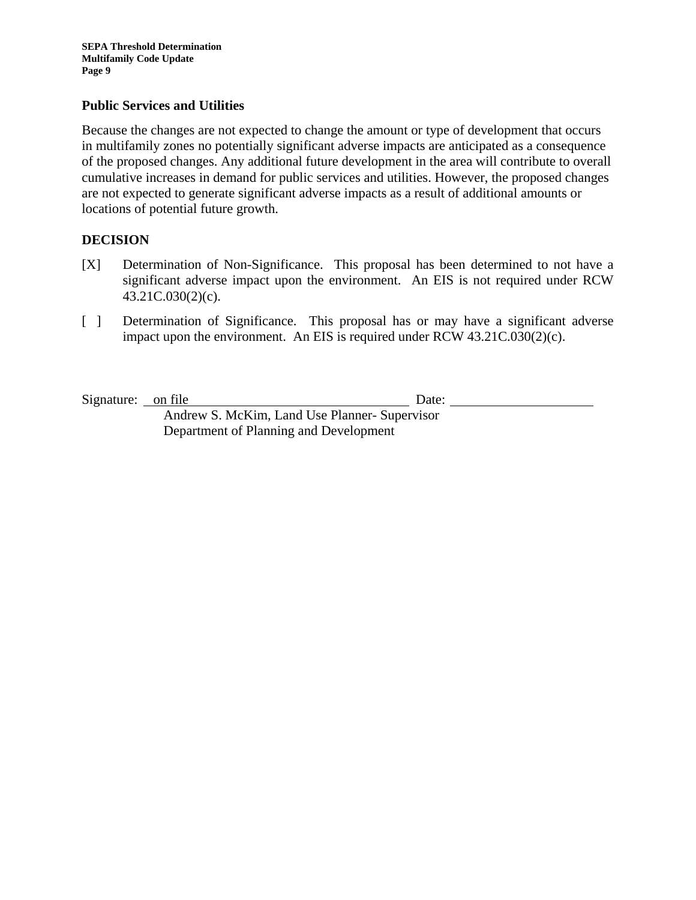## Public Services and Utilities

Because the changes are not expected to change the amount or type of development that occurs in multifamily zones no potentially significant adverse impacts are anticipated as a consequence of the proposed changes. Any additional future development in the area will contribute to overall cumulative increases in demand for public services and utilities. However, the proposed changes are not expected to generate significant adverse impacts as a result of additional amounts or locations of potential future growth.

## DECISION

[X] Determination of Non-Significance. This proposal has been determined to not have a significant adverse impact upon the environment. An EIS is not required under RCW 43.21C.030(2)(c).

[ ] Determination of Significance. This proposal has or may have a significant adverse impact upon the environment. An EIS is required under RCW 43.21C.030(2)(c).

Signature: on file Date: 

Andrew S. McKim, Land Use Planner- Supervisor
Department of Planning and Development